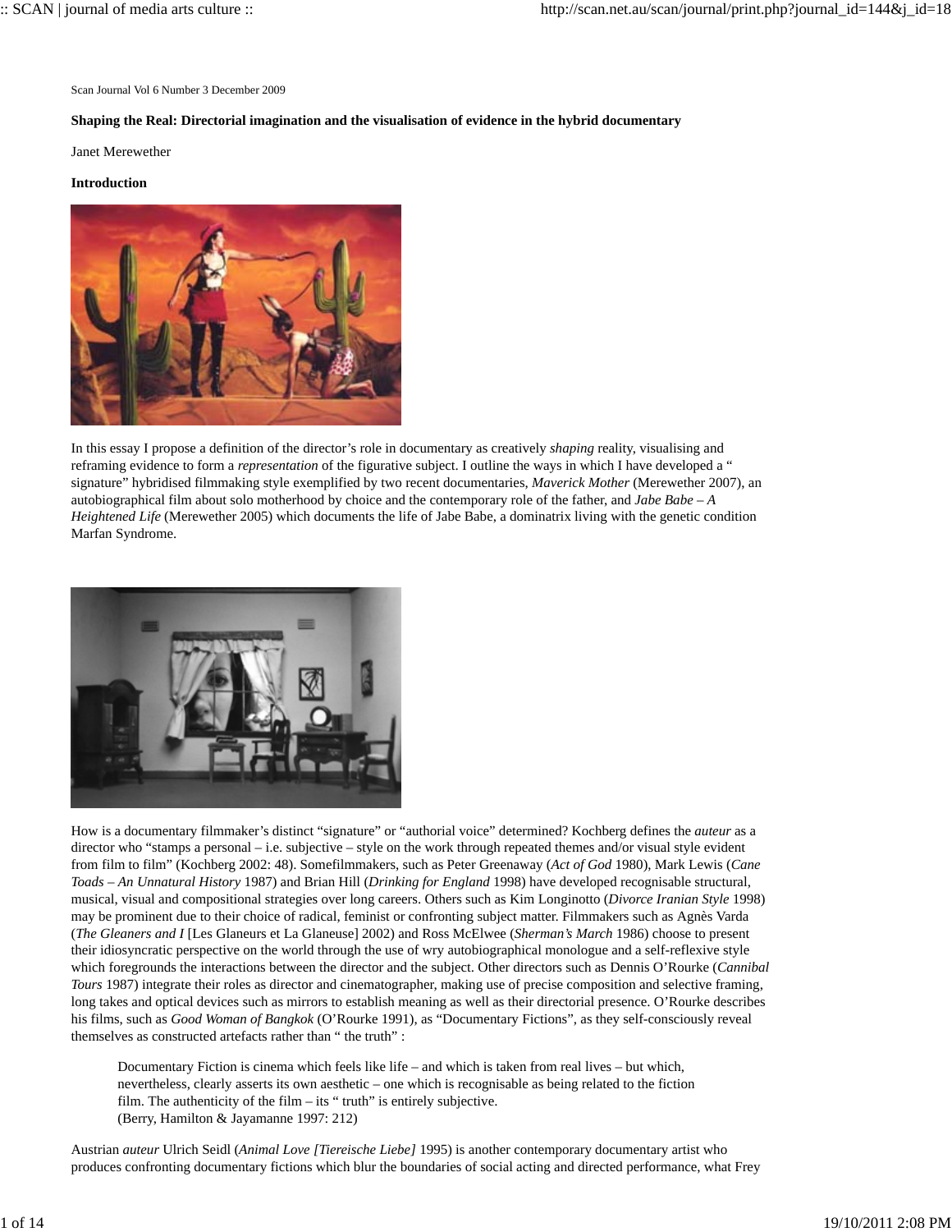Scan Journal Vol 6 Number 3 December 2009

**Shaping the Real: Directorial imagination and the visualisation of evidence in the hybrid documentary**

Janet Merewether

**Introduction**

In this essay I propose a definition of the director's role in documentary as creatively *shaping* reality, visualising and reframing evidence to form a *representation* of the figurative subject. I outline the ways in which I have developed a " signature" hybridised filmmaking style exemplified by two recent documentaries, *Maverick Mother* (Merewether 2007), an autobiographical film about solo motherhood by choice and the contemporary role of the father, and *Jabe Babe – A Heightened Life* (Merewether 2005) which documents the life of Jabe Babe, a dominatrix living with the genetic condition Marfan Syndrome.

How is a documentary filmmaker's distinct "signature" or "authorial voice" determined? Kochberg defines the *auteur* as a director who "stamps a personal – i.e. subjective – style on the work through repeated themes and/or visual style evident from film to film" (Kochberg 2002: 48). Somefilmmakers, such as Peter Greenaway (*Act of God* 1980), Mark Lewis (*Cane Toads – An Unnatural History* 1987) and Brian Hill (*Drinking for England* 1998) have developed recognisable structural, musical, visual and compositional strategies over long careers. Others such as Kim Longinotto (*Divorce Iranian Style* 1998) may be prominent due to their choice of radical, feminist or confronting subject matter. Filmmakers such as Agnès Varda (*The Gleaners and I* [Les Glaneurs et La Glaneuse] 2002) and Ross McElwee (*Sherman's March* 1986) choose to present their idiosyncratic perspective on the world through the use of wry autobiographical monologue and a self-reflexive style which foregrounds the interactions between the director and the subject. Other directors such as Dennis O'Rourke (*Cannibal Tours* 1987) integrate their roles as director and cinematographer, making use of precise composition and selective framing, long takes and optical devices such as mirrors to establish meaning as well as their directorial presence. O'Rourke describes his films, such as *Good Woman of Bangkok* (O'Rourke 1991), as "Documentary Fictions", as they self-consciously reveal themselves as constructed artefacts rather than " the truth" :

> Documentary Fiction is cinema which feels like life – and which is taken from real lives – but which, nevertheless, clearly asserts its own aesthetic – one which is recognisable as being related to the fiction film. The authenticity of the film – its " truth" is entirely subjective.
> (Berry, Hamilton & Jayamanne 1997: 212)

Austrian *auteur* Ulrich Seidl (*Animal Love [Tiereische Liebe]* 1995) is another contemporary documentary artist who produces confronting documentary fictions which blur the boundaries of social acting and directed performance, what Frey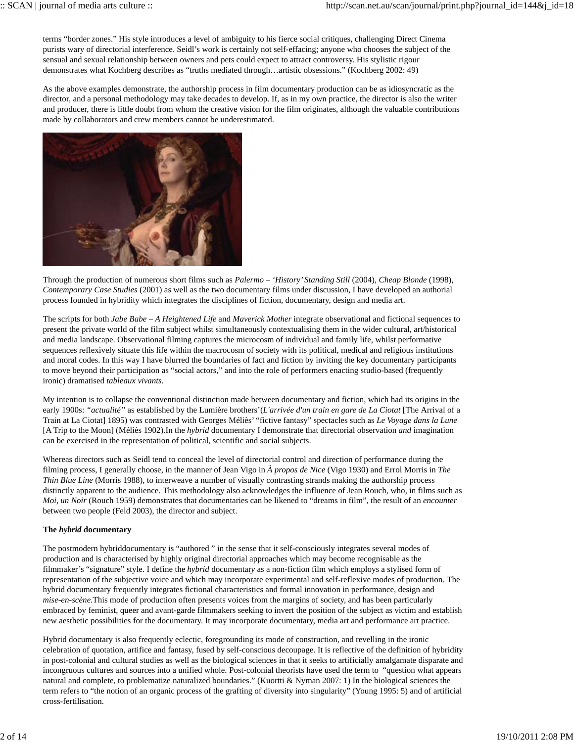terms “border zones.” His style introduces a level of ambiguity to his fierce social critiques, challenging Direct Cinema purists wary of directorial interference. Seidl’s work is certainly not self-effacing; anyone who chooses the subject of the sensual and sexual relationship between owners and pets could expect to attract controversy. His stylistic rigour demonstrates what Kochberg describes as “truths mediated through…artistic obsessions.” (Kochberg 2002: 49)

As the above examples demonstrate, the authorship process in film documentary production can be as idiosyncratic as the director, and a personal methodology may take decades to develop. If, as in my own practice, the director is also the writer and producer, there is little doubt from whom the creative vision for the film originates, although the valuable contributions made by collaborators and crew members cannot be underestimated.

Through the production of numerous short films such as *Palermo – ‘History’ Standing Still* (2004), *Cheap Blonde* (1998), *Contemporary Case Studies* (2001) as well as the two documentary films under discussion, I have developed an authorial process founded in hybridity which integrates the disciplines of fiction, documentary, design and media art.

The scripts for both *Jabe Babe – A Heightened Life* and *Maverick Mother* integrate observational and fictional sequences to present the private world of the film subject whilst simultaneously contextualising them in the wider cultural, art/historical and media landscape. Observational filming captures the microcosm of individual and family life, whilst performative sequences reflexively situate this life within the macrocosm of society with its political, medical and religious institutions and moral codes. In this way I have blurred the boundaries of fact and fiction by inviting the key documentary participants to move beyond their participation as “social actors,” and into the role of performers enacting studio-based (frequently ironic) dramatised *tableaux vivants*.

My intention is to collapse the conventional distinction made between documentary and fiction, which had its origins in the early 1900s: *“actualité”* as established by the Lumière brothers’(*L'arrivée d'un train en gare de La Ciotat* [The Arrival of a Train at La Ciotat] 1895) was contrasted with Georges Méliès’ “fictive fantasy” spectacles such as *Le Voyage dans la Lune* [A Trip to the Moon] (Méliès 1902).In the *hybrid* documentary I demonstrate that directorial observation *and* imagination can be exercised in the representation of political, scientific and social subjects.

Whereas directors such as Seidl tend to conceal the level of directorial control and direction of performance during the filming process, I generally choose, in the manner of Jean Vigo in *À propos de Nice* (Vigo 1930) and Errol Morris in *The Thin Blue Line* (Morris 1988), to interweave a number of visually contrasting strands making the authorship process distinctly apparent to the audience. This methodology also acknowledges the influence of Jean Rouch, who, in films such as *Moi, un Noir* (Rouch 1959) demonstrates that documentaries can be likened to “dreams in film”, the result of an *encounter* between two people (Feld 2003), the director and subject.

**The *hybrid* documentary**

The postmodern hybriddocumentary is “authored ” in the sense that it self-consciously integrates several modes of production and is characterised by highly original directorial approaches which may become recognisable as the filmmaker’s “signature” style. I define the *hybrid* documentary as a non-fiction film which employs a stylised form of representation of the subjective voice and which may incorporate experimental and self-reflexive modes of production. The hybrid documentary frequently integrates fictional characteristics and formal innovation in performance, design and *mise-en-scène*.This mode of production often presents voices from the margins of society, and has been particularly embraced by feminist, queer and avant-garde filmmakers seeking to invert the position of the subject as victim and establish new aesthetic possibilities for the documentary. It may incorporate documentary, media art and performance art practice.

Hybrid documentary is also frequently eclectic, foregrounding its mode of construction, and revelling in the ironic celebration of quotation, artifice and fantasy, fused by self-conscious decoupage. It is reflective of the definition of hybridity in post-colonial and cultural studies as well as the biological sciences in that it seeks to artificially amalgamate disparate and incongruous cultures and sources into a unified whole. Post-colonial theorists have used the term to “question what appears natural and complete, to problematize naturalized boundaries.” (Kuortti & Nyman 2007: 1) In the biological sciences the term refers to “the notion of an organic process of the grafting of diversity into singularity” (Young 1995: 5) and of artificial cross-fertilisation.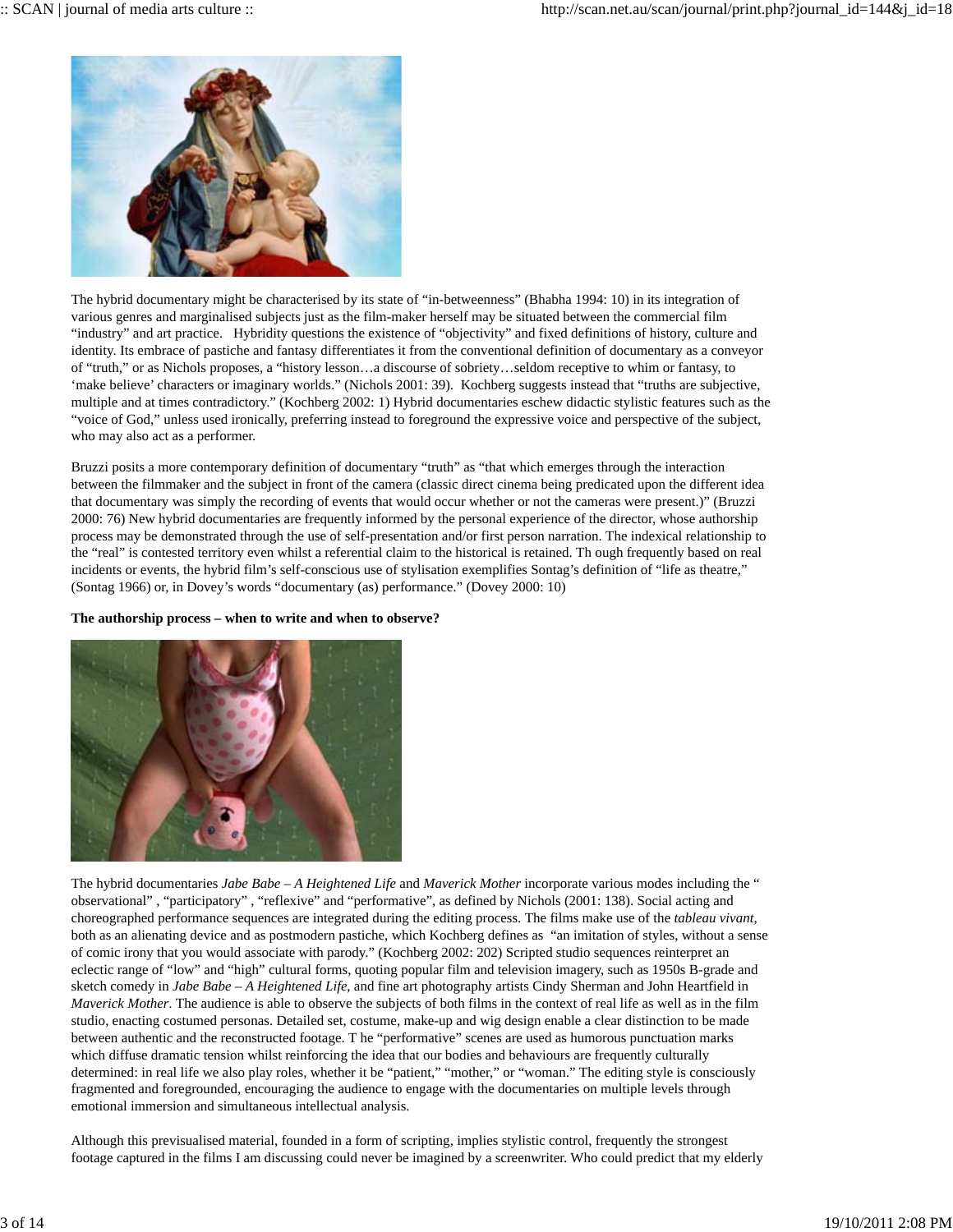The hybrid documentary might be characterised by its state of "in-betweenness" (Bhabha 1994: 10) in its integration of various genres and marginalised subjects just as the film-maker herself may be situated between the commercial film "industry" and art practice.   Hybridity questions the existence of "objectivity" and fixed definitions of history, culture and identity. Its embrace of pastiche and fantasy differentiates it from the conventional definition of documentary as a conveyor of "truth," or as Nichols proposes, a "history lesson…a discourse of sobriety…seldom receptive to whim or fantasy, to 'make believe' characters or imaginary worlds." (Nichols 2001: 39).  Kochberg suggests instead that "truths are subjective, multiple and at times contradictory." (Kochberg 2002: 1) Hybrid documentaries eschew didactic stylistic features such as the "voice of God," unless used ironically, preferring instead to foreground the expressive voice and perspective of the subject, who may also act as a performer.

Bruzzi posits a more contemporary definition of documentary "truth" as "that which emerges through the interaction between the filmmaker and the subject in front of the camera (classic direct cinema being predicated upon the different idea that documentary was simply the recording of events that would occur whether or not the cameras were present.)" (Bruzzi 2000: 76) New hybrid documentaries are frequently informed by the personal experience of the director, whose authorship process may be demonstrated through the use of self-presentation and/or first person narration. The indexical relationship to the "real" is contested territory even whilst a referential claim to the historical is retained. Th ough frequently based on real incidents or events, the hybrid film's self-conscious use of stylisation exemplifies Sontag's definition of "life as theatre," (Sontag 1966) or, in Dovey's words "documentary (as) performance." (Dovey 2000: 10)

**The authorship process – when to write and when to observe?**

The hybrid documentaries *Jabe Babe – A Heightened Life* and *Maverick Mother* incorporate various modes including the " observational" , "participatory" , "reflexive" and "performative", as defined by Nichols (2001: 138). Social acting and choreographed performance sequences are integrated during the editing process. The films make use of the *tableau vivant*, both as an alienating device and as postmodern pastiche, which Kochberg defines as  "an imitation of styles, without a sense of comic irony that you would associate with parody." (Kochberg 2002: 202) Scripted studio sequences reinterpret an eclectic range of "low" and "high" cultural forms, quoting popular film and television imagery, such as 1950s B-grade and sketch comedy in *Jabe Babe – A Heightened Life*, and fine art photography artists Cindy Sherman and John Heartfield in *Maverick Mother*. The audience is able to observe the subjects of both films in the context of real life as well as in the film studio, enacting costumed personas. Detailed set, costume, make-up and wig design enable a clear distinction to be made between authentic and the reconstructed footage. T he "performative" scenes are used as humorous punctuation marks which diffuse dramatic tension whilst reinforcing the idea that our bodies and behaviours are frequently culturally determined: in real life we also play roles, whether it be "patient," "mother," or "woman." The editing style is consciously fragmented and foregrounded, encouraging the audience to engage with the documentaries on multiple levels through emotional immersion and simultaneous intellectual analysis.

Although this previsualised material, founded in a form of scripting, implies stylistic control, frequently the strongest footage captured in the films I am discussing could never be imagined by a screenwriter. Who could predict that my elderly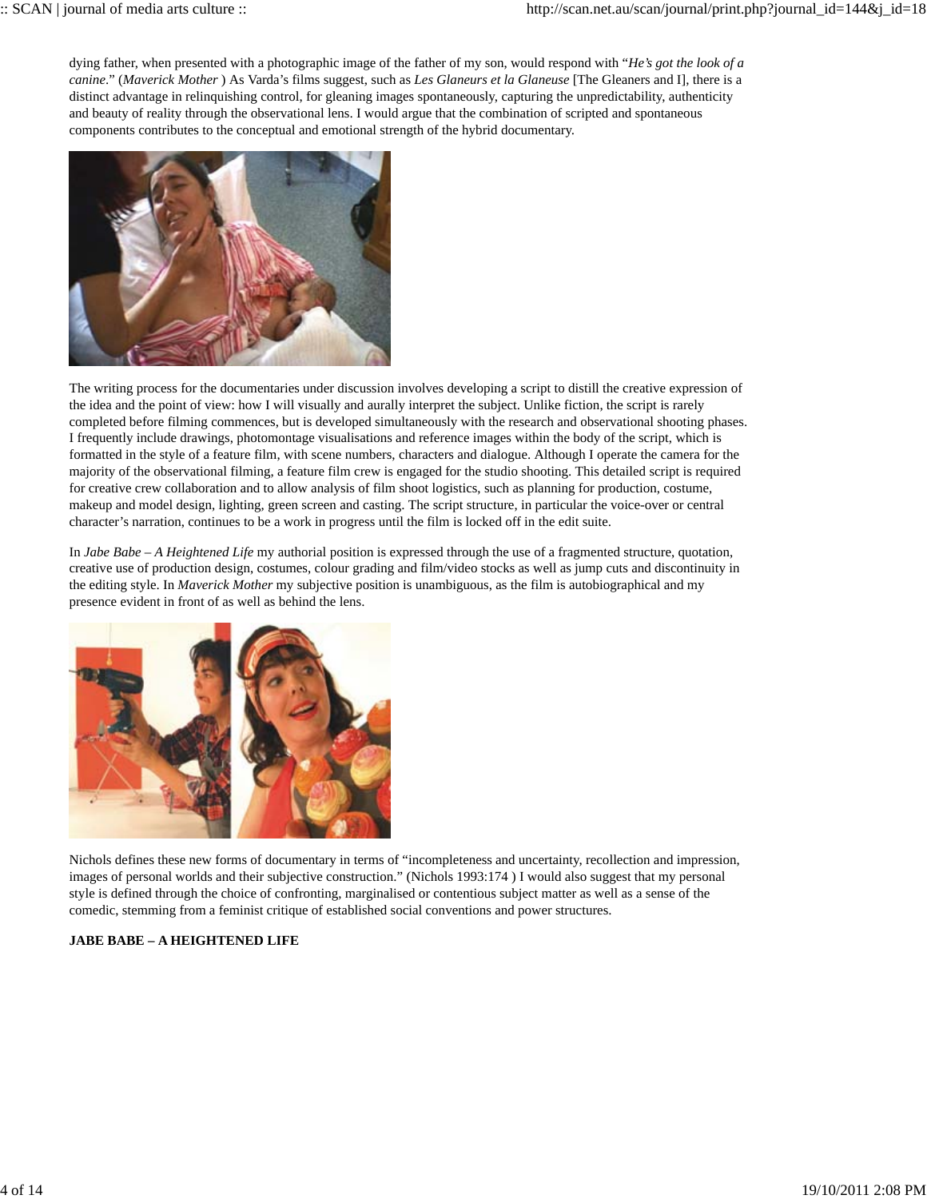dying father, when presented with a photographic image of the father of my son, would respond with "*He's got the look of a canine*." (*Maverick Mother* ) As Varda's films suggest, such as *Les Glaneurs et la Glaneuse* [The Gleaners and I], there is a distinct advantage in relinquishing control, for gleaning images spontaneously, capturing the unpredictability, authenticity and beauty of reality through the observational lens. I would argue that the combination of scripted and spontaneous components contributes to the conceptual and emotional strength of the hybrid documentary.

The writing process for the documentaries under discussion involves developing a script to distill the creative expression of the idea and the point of view: how I will visually and aurally interpret the subject. Unlike fiction, the script is rarely completed before filming commences, but is developed simultaneously with the research and observational shooting phases. I frequently include drawings, photomontage visualisations and reference images within the body of the script, which is formatted in the style of a feature film, with scene numbers, characters and dialogue. Although I operate the camera for the majority of the observational filming, a feature film crew is engaged for the studio shooting. This detailed script is required for creative crew collaboration and to allow analysis of film shoot logistics, such as planning for production, costume, makeup and model design, lighting, green screen and casting. The script structure, in particular the voice-over or central character's narration, continues to be a work in progress until the film is locked off in the edit suite.

In *Jabe Babe – A Heightened Life* my authorial position is expressed through the use of a fragmented structure, quotation, creative use of production design, costumes, colour grading and film/video stocks as well as jump cuts and discontinuity in the editing style. In *Maverick Mother* my subjective position is unambiguous, as the film is autobiographical and my presence evident in front of as well as behind the lens.

Nichols defines these new forms of documentary in terms of "incompleteness and uncertainty, recollection and impression, images of personal worlds and their subjective construction." (Nichols 1993:174 ) I would also suggest that my personal style is defined through the choice of confronting, marginalised or contentious subject matter as well as a sense of the comedic, stemming from a feminist critique of established social conventions and power structures.

**JABE BABE – A HEIGHTENED LIFE**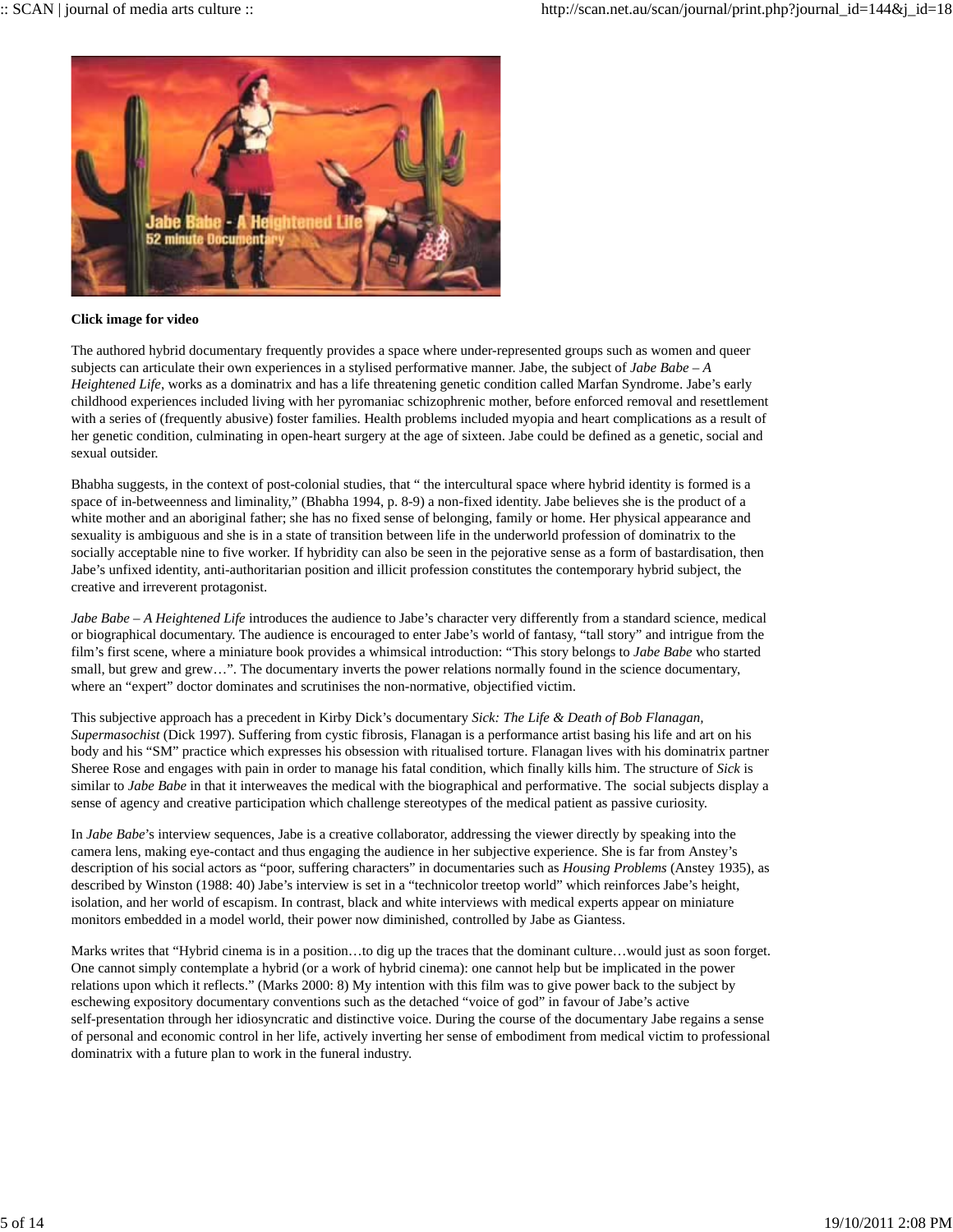**Click image for video**

The authored hybrid documentary frequently provides a space where under-represented groups such as women and queer subjects can articulate their own experiences in a stylised performative manner. Jabe, the subject of *Jabe Babe – A Heightened Life*, works as a dominatrix and has a life threatening genetic condition called Marfan Syndrome. Jabe's early childhood experiences included living with her pyromaniac schizophrenic mother, before enforced removal and resettlement with a series of (frequently abusive) foster families. Health problems included myopia and heart complications as a result of her genetic condition, culminating in open-heart surgery at the age of sixteen. Jabe could be defined as a genetic, social and sexual outsider.

Bhabha suggests, in the context of post-colonial studies, that " the intercultural space where hybrid identity is formed is a space of in-betweenness and liminality," (Bhabha 1994, p. 8-9) a non-fixed identity. Jabe believes she is the product of a white mother and an aboriginal father; she has no fixed sense of belonging, family or home. Her physical appearance and sexuality is ambiguous and she is in a state of transition between life in the underworld profession of dominatrix to the socially acceptable nine to five worker. If hybridity can also be seen in the pejorative sense as a form of bastardisation, then Jabe's unfixed identity, anti-authoritarian position and illicit profession constitutes the contemporary hybrid subject, the creative and irreverent protagonist.

*Jabe Babe – A Heightened Life* introduces the audience to Jabe's character very differently from a standard science, medical or biographical documentary. The audience is encouraged to enter Jabe's world of fantasy, "tall story" and intrigue from the film's first scene, where a miniature book provides a whimsical introduction: "This story belongs to *Jabe Babe* who started small, but grew and grew…". The documentary inverts the power relations normally found in the science documentary, where an "expert" doctor dominates and scrutinises the non-normative, objectified victim.

This subjective approach has a precedent in Kirby Dick's documentary *Sick: The Life & Death of Bob Flanagan, Supermasochist* (Dick 1997). Suffering from cystic fibrosis, Flanagan is a performance artist basing his life and art on his body and his "SM" practice which expresses his obsession with ritualised torture. Flanagan lives with his dominatrix partner Sheree Rose and engages with pain in order to manage his fatal condition, which finally kills him. The structure of *Sick* is similar to *Jabe Babe* in that it interweaves the medical with the biographical and performative. The social subjects display a sense of agency and creative participation which challenge stereotypes of the medical patient as passive curiosity.

In *Jabe Babe*'s interview sequences, Jabe is a creative collaborator, addressing the viewer directly by speaking into the camera lens, making eye-contact and thus engaging the audience in her subjective experience. She is far from Anstey's description of his social actors as "poor, suffering characters" in documentaries such as *Housing Problems* (Anstey 1935), as described by Winston (1988: 40) Jabe's interview is set in a "technicolor treetop world" which reinforces Jabe's height, isolation, and her world of escapism. In contrast, black and white interviews with medical experts appear on miniature monitors embedded in a model world, their power now diminished, controlled by Jabe as Giantess.

Marks writes that "Hybrid cinema is in a position…to dig up the traces that the dominant culture…would just as soon forget. One cannot simply contemplate a hybrid (or a work of hybrid cinema): one cannot help but be implicated in the power relations upon which it reflects." (Marks 2000: 8) My intention with this film was to give power back to the subject by eschewing expository documentary conventions such as the detached "voice of god" in favour of Jabe's active self-presentation through her idiosyncratic and distinctive voice. During the course of the documentary Jabe regains a sense of personal and economic control in her life, actively inverting her sense of embodiment from medical victim to professional dominatrix with a future plan to work in the funeral industry.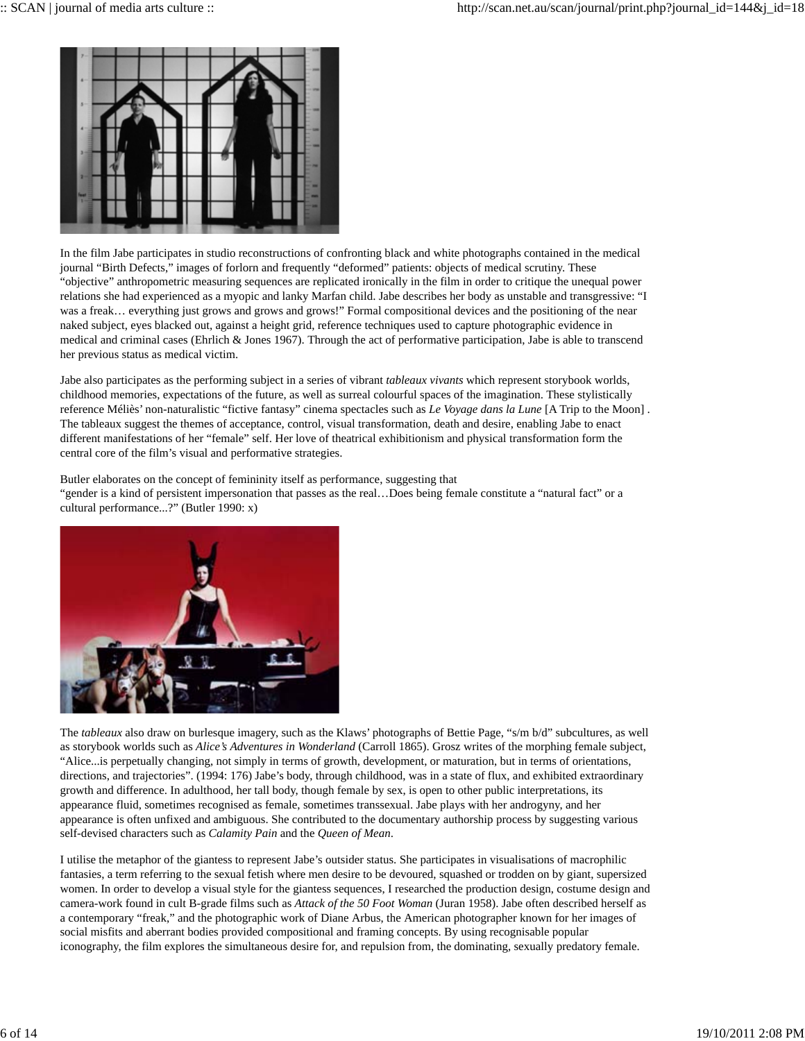In the film Jabe participates in studio reconstructions of confronting black and white photographs contained in the medical journal "Birth Defects," images of forlorn and frequently "deformed" patients: objects of medical scrutiny. These "objective" anthropometric measuring sequences are replicated ironically in the film in order to critique the unequal power relations she had experienced as a myopic and lanky Marfan child. Jabe describes her body as unstable and transgressive: "I was a freak… everything just grows and grows and grows!" Formal compositional devices and the positioning of the near naked subject, eyes blacked out, against a height grid, reference techniques used to capture photographic evidence in medical and criminal cases (Ehrlich & Jones 1967). Through the act of performative participation, Jabe is able to transcend her previous status as medical victim.

Jabe also participates as the performing subject in a series of vibrant *tableaux vivants* which represent storybook worlds, childhood memories, expectations of the future, as well as surreal colourful spaces of the imagination. These stylistically reference Méliès' non-naturalistic "fictive fantasy" cinema spectacles such as *Le Voyage dans la Lune* [A Trip to the Moon] . The tableaux suggest the themes of acceptance, control, visual transformation, death and desire, enabling Jabe to enact different manifestations of her "female" self. Her love of theatrical exhibitionism and physical transformation form the central core of the film's visual and performative strategies.

Butler elaborates on the concept of femininity itself as performance, suggesting that
"gender is a kind of persistent impersonation that passes as the real…Does being female constitute a "natural fact" or a cultural performance...?" (Butler 1990: x)

The *tableaux* also draw on burlesque imagery, such as the Klaws' photographs of Bettie Page, "s/m b/d" subcultures, as well as storybook worlds such as *Alice's Adventures in Wonderland* (Carroll 1865). Grosz writes of the morphing female subject, "Alice...is perpetually changing, not simply in terms of growth, development, or maturation, but in terms of orientations, directions, and trajectories". (1994: 176) Jabe's body, through childhood, was in a state of flux, and exhibited extraordinary growth and difference. In adulthood, her tall body, though female by sex, is open to other public interpretations, its appearance fluid, sometimes recognised as female, sometimes transsexual. Jabe plays with her androgyny, and her appearance is often unfixed and ambiguous. She contributed to the documentary authorship process by suggesting various self-devised characters such as *Calamity Pain* and the *Queen of Mean*.

I utilise the metaphor of the giantess to represent Jabe's outsider status. She participates in visualisations of macrophilic fantasies, a term referring to the sexual fetish where men desire to be devoured, squashed or trodden on by giant, supersized women. In order to develop a visual style for the giantess sequences, I researched the production design, costume design and camera-work found in cult B-grade films such as *Attack of the 50 Foot Woman* (Juran 1958). Jabe often described herself as a contemporary "freak," and the photographic work of Diane Arbus, the American photographer known for her images of social misfits and aberrant bodies provided compositional and framing concepts. By using recognisable popular iconography, the film explores the simultaneous desire for, and repulsion from, the dominating, sexually predatory female.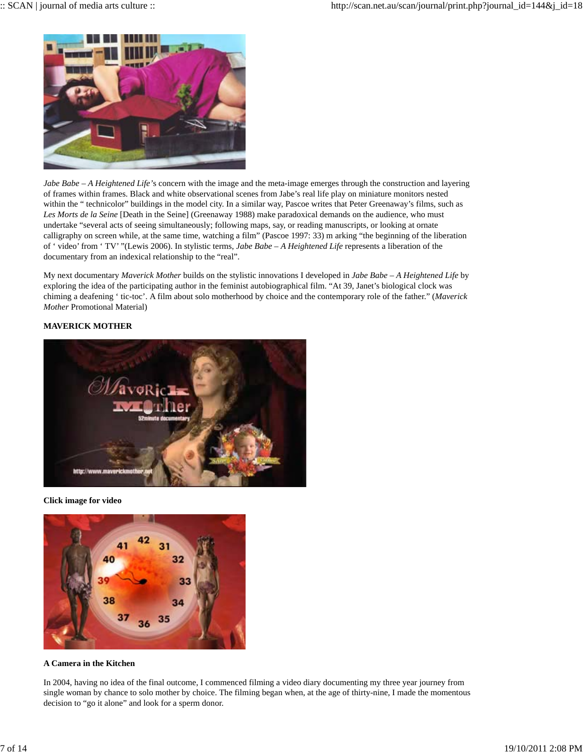*Jabe Babe – A Heightened Life*'s concern with the image and the meta-image emerges through the construction and layering of frames within frames. Black and white observational scenes from Jabe's real life play on miniature monitors nested within the " technicolor" buildings in the model city. In a similar way, Pascoe writes that Peter Greenaway's films, such as *Les Morts de la Seine* [Death in the Seine] (Greenaway 1988) make paradoxical demands on the audience, who must undertake "several acts of seeing simultaneously; following maps, say, or reading manuscripts, or looking at ornate calligraphy on screen while, at the same time, watching a film" (Pascoe 1997: 33) m arking "the beginning of the liberation of ' video' from ' TV' "(Lewis 2006). In stylistic terms, *Jabe Babe – A Heightened Life* represents a liberation of the documentary from an indexical relationship to the "real".

My next documentary *Maverick Mother* builds on the stylistic innovations I developed in *Jabe Babe – A Heightened Life* by exploring the idea of the participating author in the feminist autobiographical film. "At 39, Janet's biological clock was chiming a deafening ' tic-toc'. A film about solo motherhood by choice and the contemporary role of the father." (*Maverick Mother* Promotional Material)

**MAVERICK MOTHER**

**Click image for video**

**A Camera in the Kitchen**

In 2004, having no idea of the final outcome, I commenced filming a video diary documenting my three year journey from single woman by chance to solo mother by choice. The filming began when, at the age of thirty-nine, I made the momentous decision to "go it alone" and look for a sperm donor.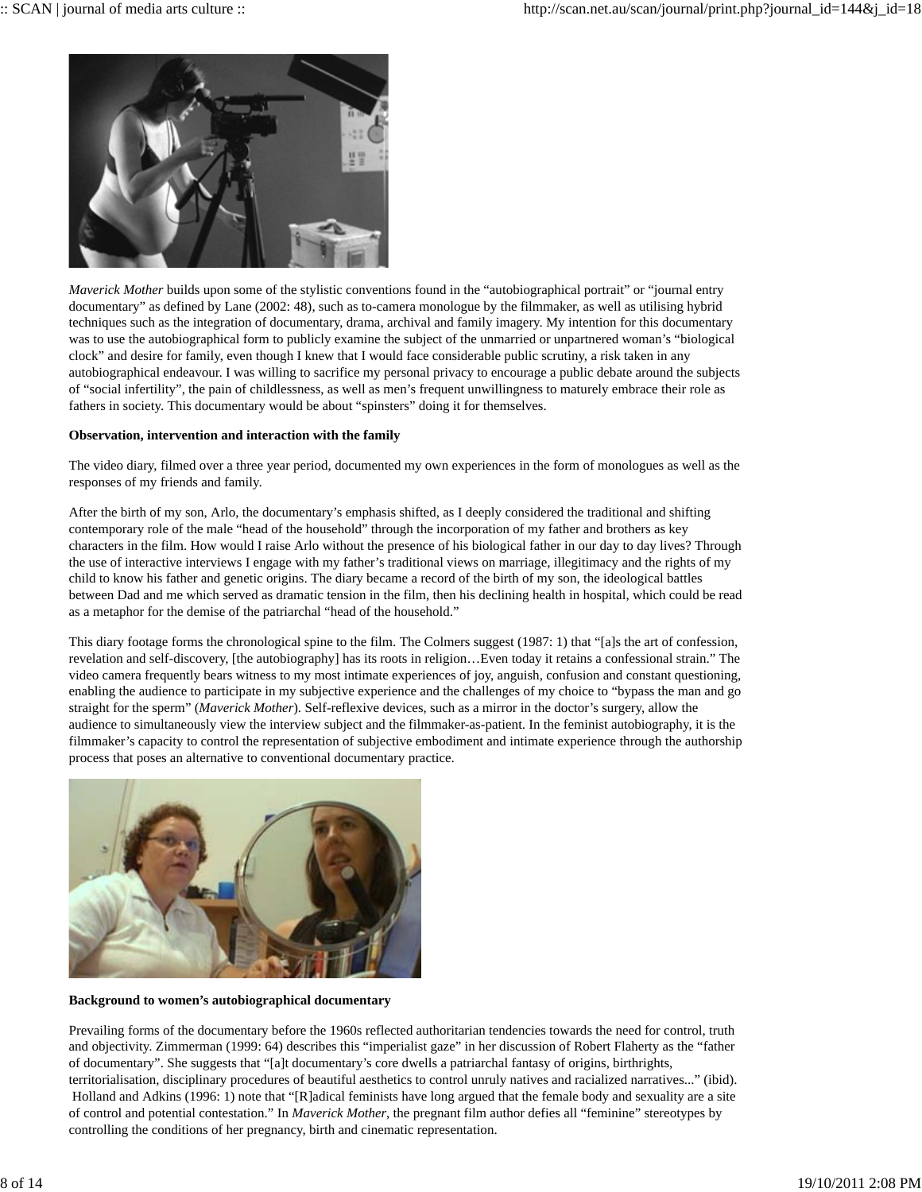*Maverick Mother* builds upon some of the stylistic conventions found in the "autobiographical portrait" or "journal entry documentary" as defined by Lane (2002: 48), such as to-camera monologue by the filmmaker, as well as utilising hybrid techniques such as the integration of documentary, drama, archival and family imagery. My intention for this documentary was to use the autobiographical form to publicly examine the subject of the unmarried or unpartnered woman's "biological clock" and desire for family, even though I knew that I would face considerable public scrutiny, a risk taken in any autobiographical endeavour. I was willing to sacrifice my personal privacy to encourage a public debate around the subjects of "social infertility", the pain of childlessness, as well as men's frequent unwillingness to maturely embrace their role as fathers in society. This documentary would be about "spinsters" doing it for themselves.

**Observation, intervention and interaction with the family**

The video diary, filmed over a three year period, documented my own experiences in the form of monologues as well as the responses of my friends and family.

After the birth of my son, Arlo, the documentary's emphasis shifted, as I deeply considered the traditional and shifting contemporary role of the male "head of the household" through the incorporation of my father and brothers as key characters in the film. How would I raise Arlo without the presence of his biological father in our day to day lives? Through the use of interactive interviews I engage with my father's traditional views on marriage, illegitimacy and the rights of my child to know his father and genetic origins. The diary became a record of the birth of my son, the ideological battles between Dad and me which served as dramatic tension in the film, then his declining health in hospital, which could be read as a metaphor for the demise of the patriarchal "head of the household."

This diary footage forms the chronological spine to the film. The Colmers suggest (1987: 1) that "[a]s the art of confession, revelation and self-discovery, [the autobiography] has its roots in religion…Even today it retains a confessional strain." The video camera frequently bears witness to my most intimate experiences of joy, anguish, confusion and constant questioning, enabling the audience to participate in my subjective experience and the challenges of my choice to "bypass the man and go straight for the sperm" (*Maverick Mother*). Self-reflexive devices, such as a mirror in the doctor's surgery, allow the audience to simultaneously view the interview subject and the filmmaker-as-patient. In the feminist autobiography, it is the filmmaker's capacity to control the representation of subjective embodiment and intimate experience through the authorship process that poses an alternative to conventional documentary practice.

**Background to women's autobiographical documentary**

Prevailing forms of the documentary before the 1960s reflected authoritarian tendencies towards the need for control, truth and objectivity. Zimmerman (1999: 64) describes this "imperialist gaze" in her discussion of Robert Flaherty as the "father of documentary". She suggests that "[a]t documentary's core dwells a patriarchal fantasy of origins, birthrights, territorialisation, disciplinary procedures of beautiful aesthetics to control unruly natives and racialized narratives..." (ibid). Holland and Adkins (1996: 1) note that "[R]adical feminists have long argued that the female body and sexuality are a site of control and potential contestation." In *Maverick Mother*, the pregnant film author defies all "feminine" stereotypes by controlling the conditions of her pregnancy, birth and cinematic representation.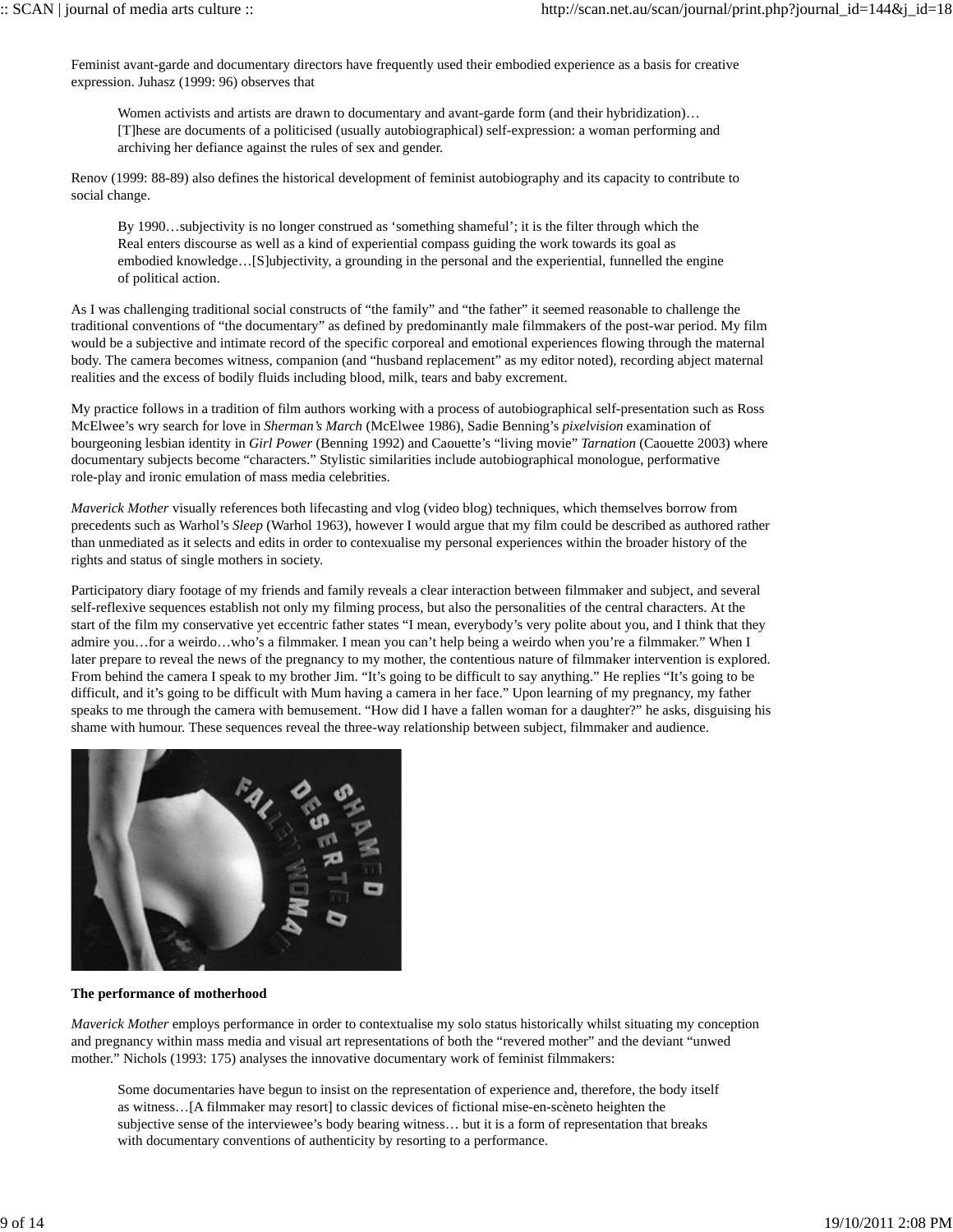Feminist avant-garde and documentary directors have frequently used their embodied experience as a basis for creative expression. Juhasz (1999: 96) observes that

> Women activists and artists are drawn to documentary and avant-garde form (and their hybridization)… [T]hese are documents of a politicised (usually autobiographical) self-expression: a woman performing and archiving her defiance against the rules of sex and gender.

Renov (1999: 88-89) also defines the historical development of feminist autobiography and its capacity to contribute to social change.

> By 1990…subjectivity is no longer construed as 'something shameful'; it is the filter through which the Real enters discourse as well as a kind of experiential compass guiding the work towards its goal as embodied knowledge…[S]ubjectivity, a grounding in the personal and the experiential, funnelled the engine of political action.

As I was challenging traditional social constructs of "the family" and "the father" it seemed reasonable to challenge the traditional conventions of "the documentary" as defined by predominantly male filmmakers of the post-war period. My film would be a subjective and intimate record of the specific corporeal and emotional experiences flowing through the maternal body. The camera becomes witness, companion (and "husband replacement" as my editor noted), recording abject maternal realities and the excess of bodily fluids including blood, milk, tears and baby excrement.

My practice follows in a tradition of film authors working with a process of autobiographical self-presentation such as Ross McElwee's wry search for love in *Sherman's March* (McElwee 1986), Sadie Benning's *pixelvision* examination of bourgeoning lesbian identity in *Girl Power* (Benning 1992) and Caouette's "living movie" *Tarnation* (Caouette 2003) where documentary subjects become "characters." Stylistic similarities include autobiographical monologue, performative role-play and ironic emulation of mass media celebrities.

*Maverick Mother* visually references both lifecasting and vlog (video blog) techniques, which themselves borrow from precedents such as Warhol's *Sleep* (Warhol 1963), however I would argue that my film could be described as authored rather than unmediated as it selects and edits in order to contexualise my personal experiences within the broader history of the rights and status of single mothers in society.

Participatory diary footage of my friends and family reveals a clear interaction between filmmaker and subject, and several self-reflexive sequences establish not only my filming process, but also the personalities of the central characters. At the start of the film my conservative yet eccentric father states "I mean, everybody's very polite about you, and I think that they admire you…for a weirdo…who's a filmmaker. I mean you can't help being a weirdo when you're a filmmaker." When I later prepare to reveal the news of the pregnancy to my mother, the contentious nature of filmmaker intervention is explored. From behind the camera I speak to my brother Jim. "It's going to be difficult to say anything." He replies "It's going to be difficult, and it's going to be difficult with Mum having a camera in her face." Upon learning of my pregnancy, my father speaks to me through the camera with bemusement. "How did I have a fallen woman for a daughter?" he asks, disguising his shame with humour. These sequences reveal the three-way relationship between subject, filmmaker and audience.

**The performance of motherhood**

*Maverick Mother* employs performance in order to contextualise my solo status historically whilst situating my conception and pregnancy within mass media and visual art representations of both the "revered mother" and the deviant "unwed mother." Nichols (1993: 175) analyses the innovative documentary work of feminist filmmakers:

> Some documentaries have begun to insist on the representation of experience and, therefore, the body itself as witness…[A filmmaker may resort] to classic devices of fictional mise-en-scèneto heighten the subjective sense of the interviewee's body bearing witness… but it is a form of representation that breaks with documentary conventions of authenticity by resorting to a performance.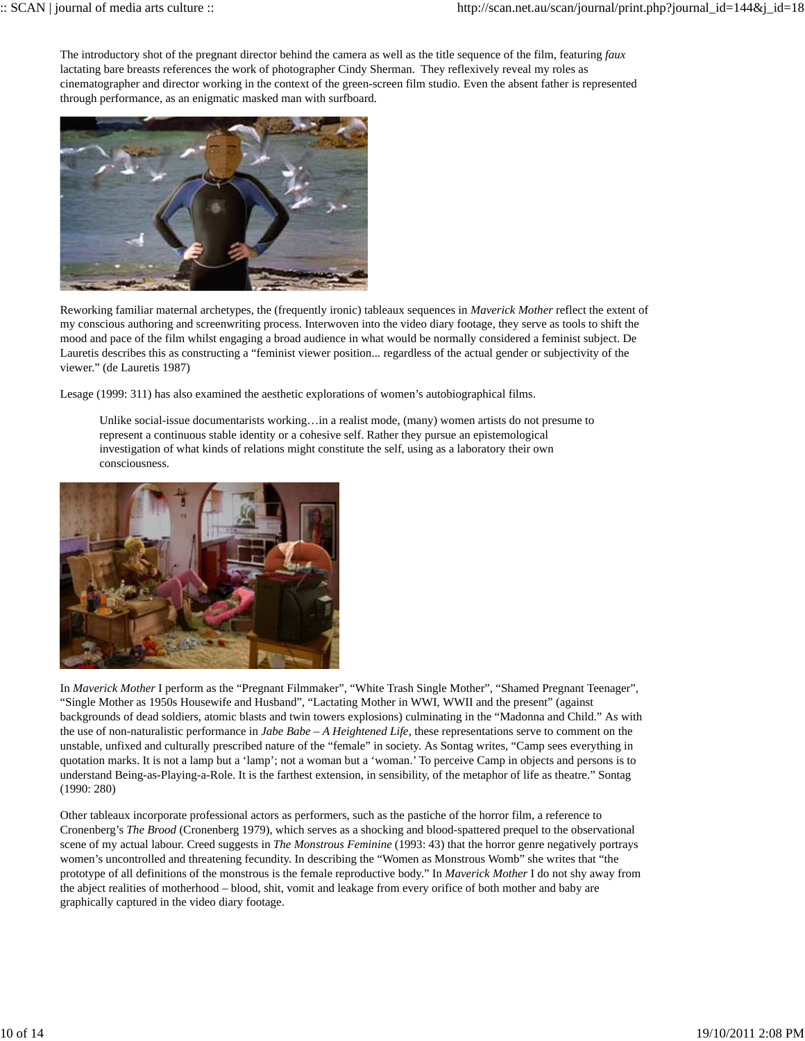The introductory shot of the pregnant director behind the camera as well as the title sequence of the film, featuring *faux* lactating bare breasts references the work of photographer Cindy Sherman. They reflexively reveal my roles as cinematographer and director working in the context of the green-screen film studio. Even the absent father is represented through performance, as an enigmatic masked man with surfboard.

Reworking familiar maternal archetypes, the (frequently ironic) tableaux sequences in *Maverick Mother* reflect the extent of my conscious authoring and screenwriting process. Interwoven into the video diary footage, they serve as tools to shift the mood and pace of the film whilst engaging a broad audience in what would be normally considered a feminist subject. De Lauretis describes this as constructing a "feminist viewer position... regardless of the actual gender or subjectivity of the viewer." (de Lauretis 1987)

Lesage (1999: 311) has also examined the aesthetic explorations of women's autobiographical films.

> Unlike social-issue documentarists working…in a realist mode, (many) women artists do not presume to represent a continuous stable identity or a cohesive self. Rather they pursue an epistemological investigation of what kinds of relations might constitute the self, using as a laboratory their own consciousness.

In *Maverick Mother* I perform as the "Pregnant Filmmaker", "White Trash Single Mother", "Shamed Pregnant Teenager", "Single Mother as 1950s Housewife and Husband", "Lactating Mother in WWI, WWII and the present" (against backgrounds of dead soldiers, atomic blasts and twin towers explosions) culminating in the "Madonna and Child." As with the use of non-naturalistic performance in *Jabe Babe – A Heightened Life*, these representations serve to comment on the unstable, unfixed and culturally prescribed nature of the "female" in society. As Sontag writes, "Camp sees everything in quotation marks. It is not a lamp but a 'lamp'; not a woman but a 'woman.' To perceive Camp in objects and persons is to understand Being-as-Playing-a-Role. It is the farthest extension, in sensibility, of the metaphor of life as theatre." Sontag (1990: 280)

Other tableaux incorporate professional actors as performers, such as the pastiche of the horror film, a reference to Cronenberg's *The Brood* (Cronenberg 1979), which serves as a shocking and blood-spattered prequel to the observational scene of my actual labour. Creed suggests in *The Monstrous Feminine* (1993: 43) that the horror genre negatively portrays women's uncontrolled and threatening fecundity. In describing the "Women as Monstrous Womb" she writes that "the prototype of all definitions of the monstrous is the female reproductive body." In *Maverick Mother* I do not shy away from the abject realities of motherhood – blood, shit, vomit and leakage from every orifice of both mother and baby are graphically captured in the video diary footage.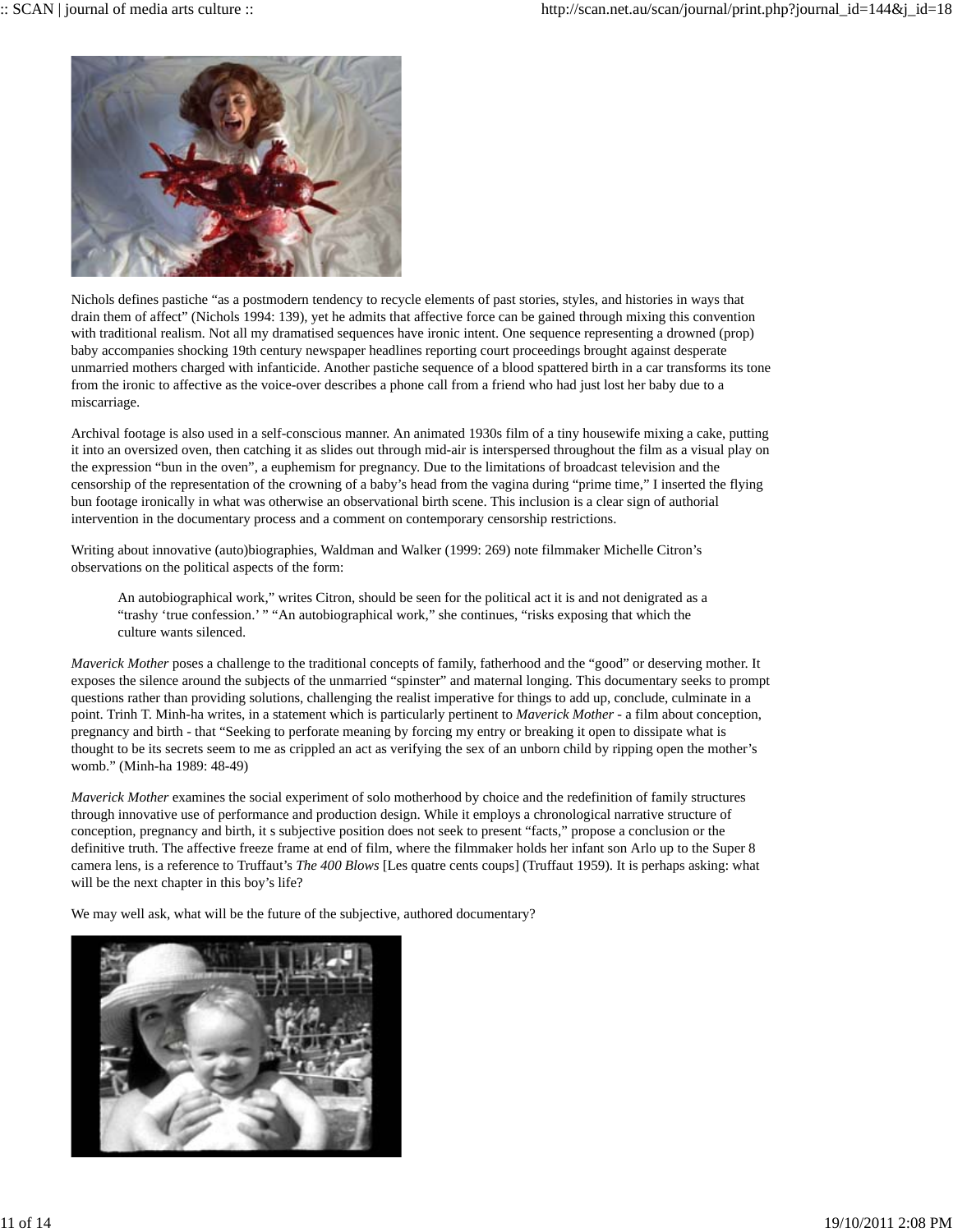Nichols defines pastiche “as a postmodern tendency to recycle elements of past stories, styles, and histories in ways that drain them of affect” (Nichols 1994: 139), yet he admits that affective force can be gained through mixing this convention with traditional realism. Not all my dramatised sequences have ironic intent. One sequence representing a drowned (prop) baby accompanies shocking 19th century newspaper headlines reporting court proceedings brought against desperate unmarried mothers charged with infanticide. Another pastiche sequence of a blood spattered birth in a car transforms its tone from the ironic to affective as the voice-over describes a phone call from a friend who had just lost her baby due to a miscarriage.

Archival footage is also used in a self-conscious manner. An animated 1930s film of a tiny housewife mixing a cake, putting it into an oversized oven, then catching it as slides out through mid-air is interspersed throughout the film as a visual play on the expression “bun in the oven”, a euphemism for pregnancy. Due to the limitations of broadcast television and the censorship of the representation of the crowning of a baby’s head from the vagina during “prime time,” I inserted the flying bun footage ironically in what was otherwise an observational birth scene. This inclusion is a clear sign of authorial intervention in the documentary process and a comment on contemporary censorship restrictions.

Writing about innovative (auto)biographies, Waldman and Walker (1999: 269) note filmmaker Michelle Citron’s observations on the political aspects of the form:

> An autobiographical work,” writes Citron, should be seen for the political act it is and not denigrated as a “trashy ‘true confession.’ ” “An autobiographical work,” she continues, “risks exposing that which the culture wants silenced.

*Maverick Mother* poses a challenge to the traditional concepts of family, fatherhood and the “good” or deserving mother. It exposes the silence around the subjects of the unmarried “spinster” and maternal longing. This documentary seeks to prompt questions rather than providing solutions, challenging the realist imperative for things to add up, conclude, culminate in a point. Trinh T. Minh-ha writes, in a statement which is particularly pertinent to *Maverick Mother* - a film about conception, pregnancy and birth - that “Seeking to perforate meaning by forcing my entry or breaking it open to dissipate what is thought to be its secrets seem to me as crippled an act as verifying the sex of an unborn child by ripping open the mother’s womb.” (Minh-ha 1989: 48-49)

*Maverick Mother* examines the social experiment of solo motherhood by choice and the redefinition of family structures through innovative use of performance and production design. While it employs a chronological narrative structure of conception, pregnancy and birth, it s subjective position does not seek to present “facts,” propose a conclusion or the definitive truth. The affective freeze frame at end of film, where the filmmaker holds her infant son Arlo up to the Super 8 camera lens, is a reference to Truffaut’s *The 400 Blows* [Les quatre cents coups] (Truffaut 1959). It is perhaps asking: what will be the next chapter in this boy’s life?

We may well ask, what will be the future of the subjective, authored documentary?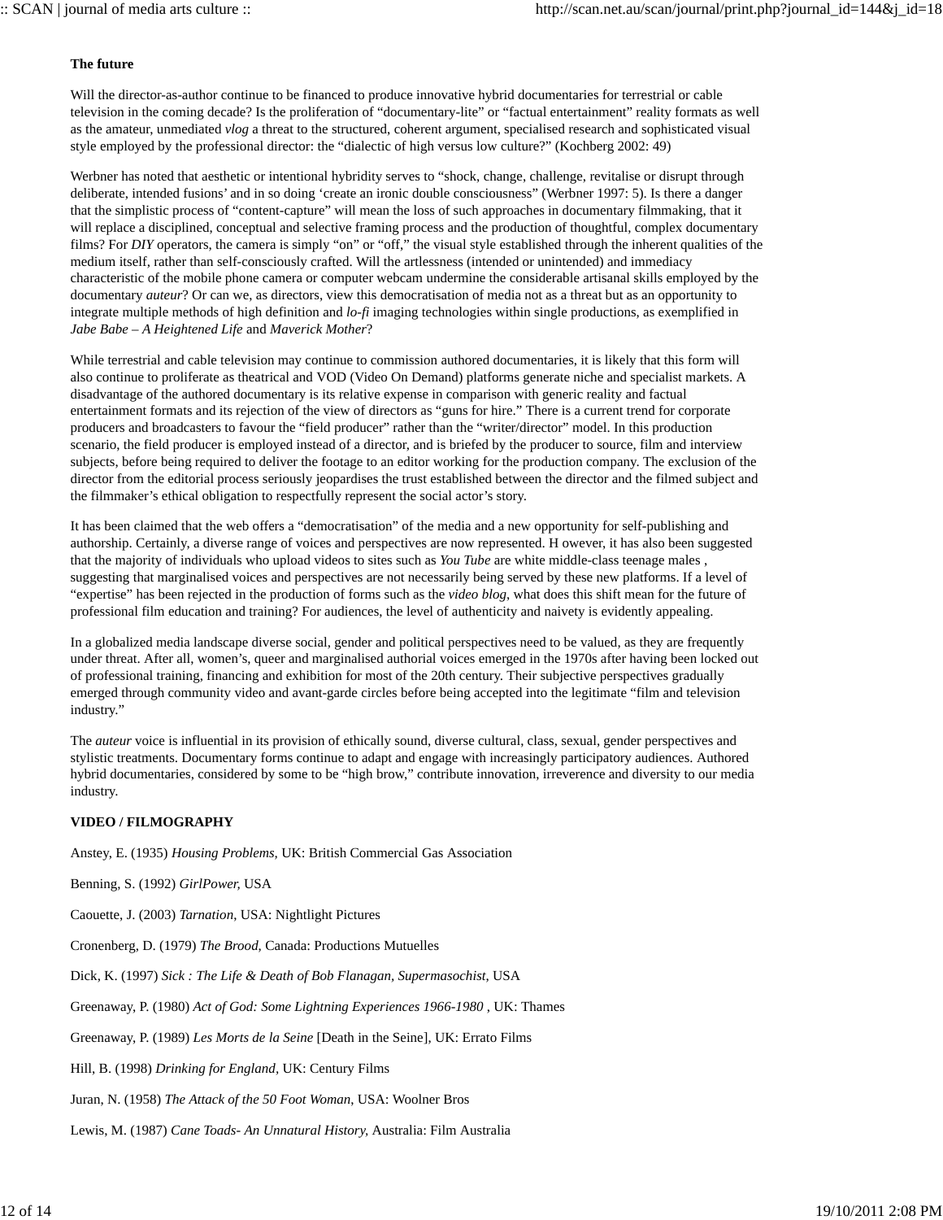**The future**

Will the director-as-author continue to be financed to produce innovative hybrid documentaries for terrestrial or cable television in the coming decade? Is the proliferation of "documentary-lite" or "factual entertainment" reality formats as well as the amateur, unmediated *vlog* a threat to the structured, coherent argument, specialised research and sophisticated visual style employed by the professional director: the "dialectic of high versus low culture?" (Kochberg 2002: 49)

Werbner has noted that aesthetic or intentional hybridity serves to "shock, change, challenge, revitalise or disrupt through deliberate, intended fusions' and in so doing 'create an ironic double consciousness" (Werbner 1997: 5). Is there a danger that the simplistic process of "content-capture" will mean the loss of such approaches in documentary filmmaking, that it will replace a disciplined, conceptual and selective framing process and the production of thoughtful, complex documentary films? For *DIY* operators, the camera is simply "on" or "off," the visual style established through the inherent qualities of the medium itself, rather than self-consciously crafted. Will the artlessness (intended or unintended) and immediacy characteristic of the mobile phone camera or computer webcam undermine the considerable artisanal skills employed by the documentary *auteur*? Or can we, as directors, view this democratisation of media not as a threat but as an opportunity to integrate multiple methods of high definition and *lo-fi* imaging technologies within single productions, as exemplified in *Jabe Babe – A Heightened Life* and *Maverick Mother*?

While terrestrial and cable television may continue to commission authored documentaries, it is likely that this form will also continue to proliferate as theatrical and VOD (Video On Demand) platforms generate niche and specialist markets. A disadvantage of the authored documentary is its relative expense in comparison with generic reality and factual entertainment formats and its rejection of the view of directors as "guns for hire." There is a current trend for corporate producers and broadcasters to favour the "field producer" rather than the "writer/director" model. In this production scenario, the field producer is employed instead of a director, and is briefed by the producer to source, film and interview subjects, before being required to deliver the footage to an editor working for the production company. The exclusion of the director from the editorial process seriously jeopardises the trust established between the director and the filmed subject and the filmmaker's ethical obligation to respectfully represent the social actor's story.

It has been claimed that the web offers a "democratisation" of the media and a new opportunity for self-publishing and authorship. Certainly, a diverse range of voices and perspectives are now represented. H owever, it has also been suggested that the majority of individuals who upload videos to sites such as *You Tube* are white middle-class teenage males , suggesting that marginalised voices and perspectives are not necessarily being served by these new platforms. If a level of "expertise" has been rejected in the production of forms such as the *video blog*, what does this shift mean for the future of professional film education and training? For audiences, the level of authenticity and naivety is evidently appealing.

In a globalized media landscape diverse social, gender and political perspectives need to be valued, as they are frequently under threat. After all, women's, queer and marginalised authorial voices emerged in the 1970s after having been locked out of professional training, financing and exhibition for most of the 20th century. Their subjective perspectives gradually emerged through community video and avant-garde circles before being accepted into the legitimate "film and television industry."

The *auteur* voice is influential in its provision of ethically sound, diverse cultural, class, sexual, gender perspectives and stylistic treatments. Documentary forms continue to adapt and engage with increasingly participatory audiences. Authored hybrid documentaries, considered by some to be "high brow," contribute innovation, irreverence and diversity to our media industry.

**VIDEO / FILMOGRAPHY**

Anstey, E. (1935) *Housing Problems*, UK: British Commercial Gas Association

Benning, S. (1992) *GirlPower*, USA

Caouette, J. (2003) *Tarnation*, USA: Nightlight Pictures

Cronenberg, D. (1979) *The Brood*, Canada: Productions Mutuelles

Dick, K. (1997) *Sick : The Life & Death of Bob Flanagan, Supermasochist*, USA

Greenaway, P. (1980) *Act of God: Some Lightning Experiences 1966-1980* , UK: Thames

Greenaway, P. (1989) *Les Morts de la Seine* [Death in the Seine], UK: Errato Films

Hill, B. (1998) *Drinking for England*, UK: Century Films

Juran, N. (1958) *The Attack of the 50 Foot Woman*, USA: Woolner Bros

Lewis, M. (1987) *Cane Toads- An Unnatural History*, Australia: Film Australia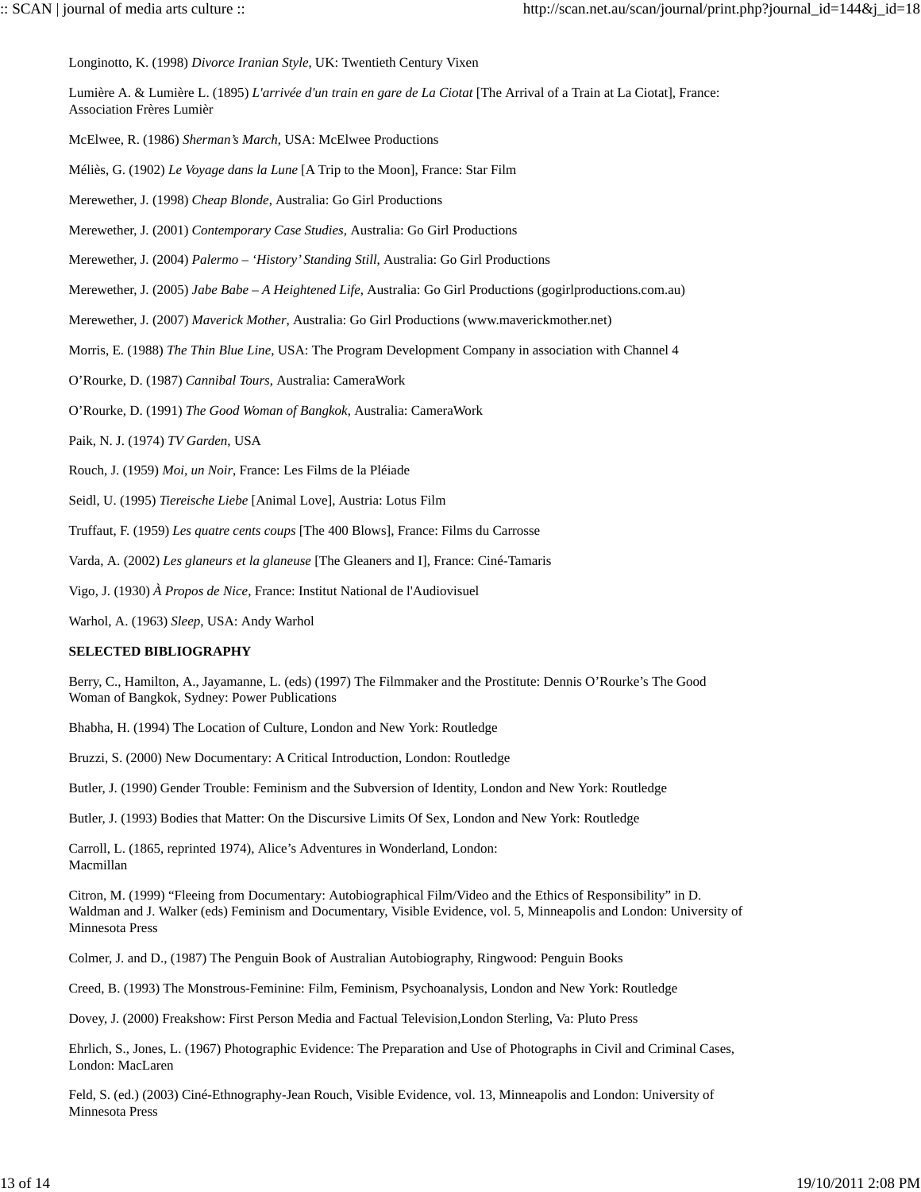Longinotto, K. (1998) *Divorce Iranian Style*, UK: Twentieth Century Vixen

Lumière A. & Lumière L. (1895) *L'arrivée d'un train en gare de La Ciotat* [The Arrival of a Train at La Ciotat], France: Association Frères Lumièr

McElwee, R. (1986) *Sherman's March*, USA: McElwee Productions

Méliès, G. (1902) *Le Voyage dans la Lune* [A Trip to the Moon], France: Star Film

Merewether, J. (1998) *Cheap Blonde*, Australia: Go Girl Productions

Merewether, J. (2001) *Contemporary Case Studies*, Australia: Go Girl Productions

Merewether, J. (2004) *Palermo – 'History' Standing Still*, Australia: Go Girl Productions

Merewether, J. (2005) *Jabe Babe – A Heightened Life*, Australia: Go Girl Productions (gogirlproductions.com.au)

Merewether, J. (2007) *Maverick Mother*, Australia: Go Girl Productions (www.maverickmother.net)

Morris, E. (1988) *The Thin Blue Line*, USA: The Program Development Company in association with Channel 4

O'Rourke, D. (1987) *Cannibal Tours*, Australia: CameraWork

O'Rourke, D. (1991) *The Good Woman of Bangkok*, Australia: CameraWork

Paik, N. J. (1974) *TV Garden*, USA

Rouch, J. (1959) *Moi, un Noir*, France: Les Films de la Pléiade

Seidl, U. (1995) *Tiereische Liebe* [Animal Love], Austria: Lotus Film

Truffaut, F. (1959) *Les quatre cents coups* [The 400 Blows], France: Films du Carrosse

Varda, A. (2002) *Les glaneurs et la glaneuse* [The Gleaners and I], France: Ciné-Tamaris

Vigo, J. (1930) *À Propos de Nice*, France: Institut National de l'Audiovisuel

Warhol, A. (1963) *Sleep*, USA: Andy Warhol

**SELECTED BIBLIOGRAPHY**

Berry, C., Hamilton, A., Jayamanne, L. (eds) (1997) The Filmmaker and the Prostitute: Dennis O'Rourke's The Good Woman of Bangkok, Sydney: Power Publications

Bhabha, H. (1994) The Location of Culture, London and New York: Routledge

Bruzzi, S. (2000) New Documentary: A Critical Introduction, London: Routledge

Butler, J. (1990) Gender Trouble: Feminism and the Subversion of Identity, London and New York: Routledge

Butler, J. (1993) Bodies that Matter: On the Discursive Limits Of Sex, London and New York: Routledge

Carroll, L. (1865, reprinted 1974), Alice's Adventures in Wonderland, London: Macmillan

Citron, M. (1999) "Fleeing from Documentary: Autobiographical Film/Video and the Ethics of Responsibility" in D. Waldman and J. Walker (eds) Feminism and Documentary, Visible Evidence, vol. 5, Minneapolis and London: University of Minnesota Press

Colmer, J. and D., (1987) The Penguin Book of Australian Autobiography, Ringwood: Penguin Books

Creed, B. (1993) The Monstrous-Feminine: Film, Feminism, Psychoanalysis, London and New York: Routledge

Dovey, J. (2000) Freakshow: First Person Media and Factual Television,London Sterling, Va: Pluto Press

Ehrlich, S., Jones, L. (1967) Photographic Evidence: The Preparation and Use of Photographs in Civil and Criminal Cases, London: MacLaren

Feld, S. (ed.) (2003) Ciné-Ethnography-Jean Rouch, Visible Evidence, vol. 13, Minneapolis and London: University of Minnesota Press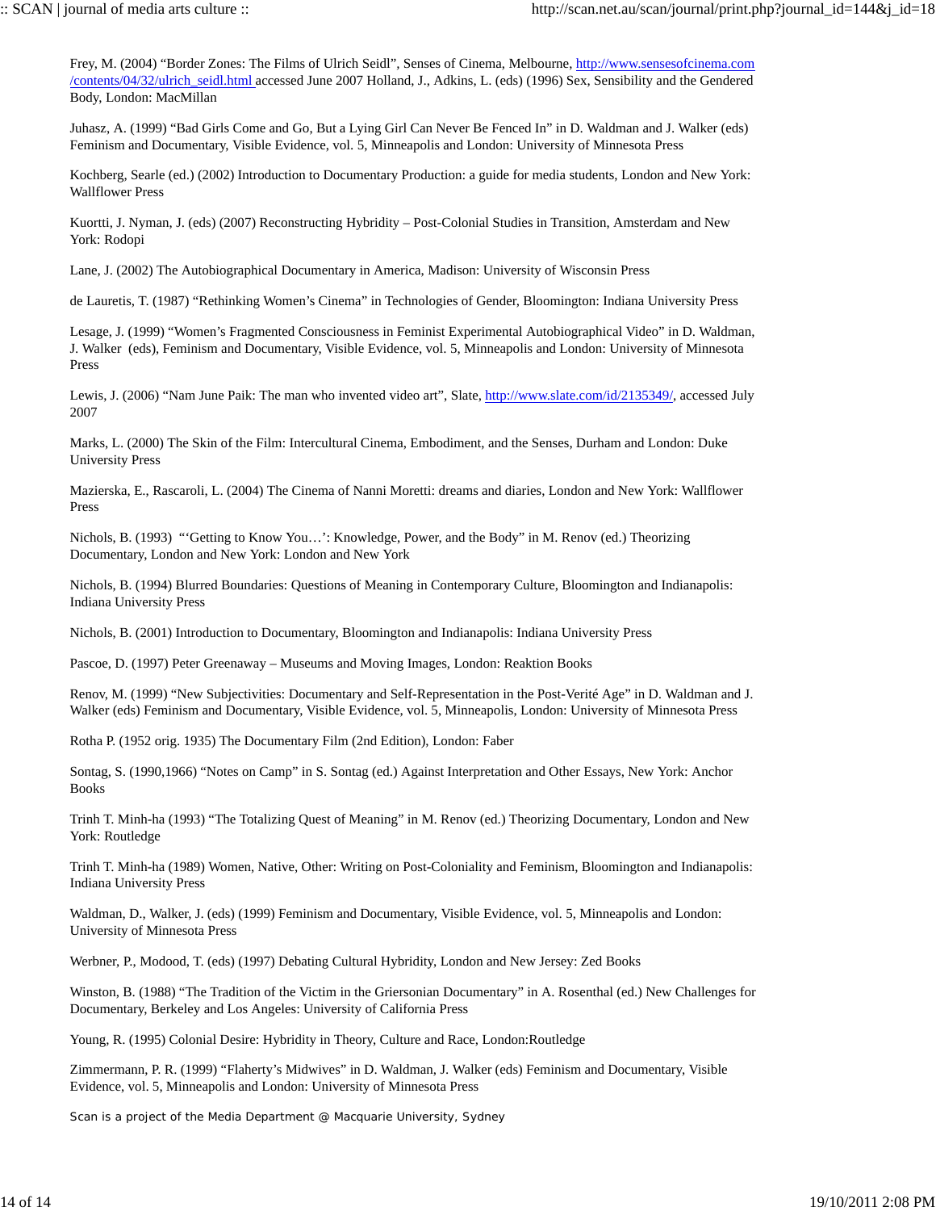Frey, M. (2004) “Border Zones: The Films of Ulrich Seidl”, Senses of Cinema, Melbourne, http://www.sensesofcinema.com/contents/04/32/ulrich_seidl.html accessed June 2007 Holland, J., Adkins, L. (eds) (1996) Sex, Sensibility and the Gendered Body, London: MacMillan

Juhasz, A. (1999) “Bad Girls Come and Go, But a Lying Girl Can Never Be Fenced In” in D. Waldman and J. Walker (eds) Feminism and Documentary, Visible Evidence, vol. 5, Minneapolis and London: University of Minnesota Press

Kochberg, Searle (ed.) (2002) Introduction to Documentary Production: a guide for media students, London and New York: Wallflower Press

Kuortti, J. Nyman, J. (eds) (2007) Reconstructing Hybridity – Post-Colonial Studies in Transition, Amsterdam and New York: Rodopi

Lane, J. (2002) The Autobiographical Documentary in America, Madison: University of Wisconsin Press

de Lauretis, T. (1987) “Rethinking Women’s Cinema” in Technologies of Gender, Bloomington: Indiana University Press

Lesage, J. (1999) “Women’s Fragmented Consciousness in Feminist Experimental Autobiographical Video” in D. Waldman, J. Walker (eds), Feminism and Documentary, Visible Evidence, vol. 5, Minneapolis and London: University of Minnesota Press

Lewis, J. (2006) “Nam June Paik: The man who invented video art”, Slate, http://www.slate.com/id/2135349/, accessed July 2007

Marks, L. (2000) The Skin of the Film: Intercultural Cinema, Embodiment, and the Senses, Durham and London: Duke University Press

Mazierska, E., Rascaroli, L. (2004) The Cinema of Nanni Moretti: dreams and diaries, London and New York: Wallflower Press

Nichols, B. (1993) “‘Getting to Know You…’: Knowledge, Power, and the Body” in M. Renov (ed.) Theorizing Documentary, London and New York: London and New York

Nichols, B. (1994) Blurred Boundaries: Questions of Meaning in Contemporary Culture, Bloomington and Indianapolis: Indiana University Press

Nichols, B. (2001) Introduction to Documentary, Bloomington and Indianapolis: Indiana University Press

Pascoe, D. (1997) Peter Greenaway – Museums and Moving Images, London: Reaktion Books

Renov, M. (1999) “New Subjectivities: Documentary and Self-Representation in the Post-Verité Age” in D. Waldman and J. Walker (eds) Feminism and Documentary, Visible Evidence, vol. 5, Minneapolis, London: University of Minnesota Press

Rotha P. (1952 orig. 1935) The Documentary Film (2nd Edition), London: Faber

Sontag, S. (1990,1966) “Notes on Camp” in S. Sontag (ed.) Against Interpretation and Other Essays, New York: Anchor Books

Trinh T. Minh-ha (1993) “The Totalizing Quest of Meaning” in M. Renov (ed.) Theorizing Documentary, London and New York: Routledge

Trinh T. Minh-ha (1989) Women, Native, Other: Writing on Post-Coloniality and Feminism, Bloomington and Indianapolis: Indiana University Press

Waldman, D., Walker, J. (eds) (1999) Feminism and Documentary, Visible Evidence, vol. 5, Minneapolis and London: University of Minnesota Press

Werbner, P., Modood, T. (eds) (1997) Debating Cultural Hybridity, London and New Jersey: Zed Books

Winston, B. (1988) “The Tradition of the Victim in the Griersonian Documentary” in A. Rosenthal (ed.) New Challenges for Documentary, Berkeley and Los Angeles: University of California Press

Young, R. (1995) Colonial Desire: Hybridity in Theory, Culture and Race, London:Routledge

Zimmermann, P. R. (1999) “Flaherty’s Midwives” in D. Waldman, J. Walker (eds) Feminism and Documentary, Visible Evidence, vol. 5, Minneapolis and London: University of Minnesota Press

Scan is a project of the Media Department @ Macquarie University, Sydney